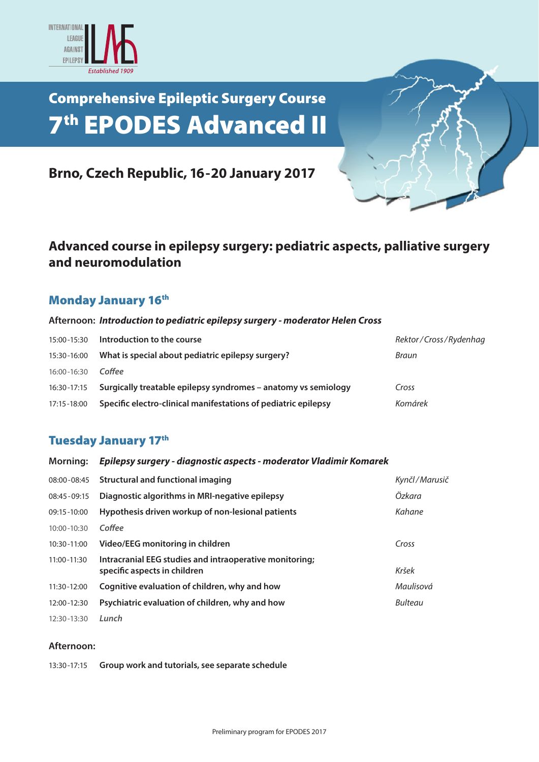INTERNATIONAL LEAGUE AGAINST EPILEPSY
*Established 1909*

# Comprehensive Epileptic Surgery Course
# 7th EPODES Advanced II

## Brno, Czech Republic, 16-20 January 2017

## Advanced course in epilepsy surgery: pediatric aspects, palliative surgery and neuromodulation

### Monday January 16th

**Afternoon:** ***Introduction to pediatric epilepsy surgery - moderator Helen Cross***

| | | |
|---|---|---|
| 15:00-15:30 | **Introduction to the course** | *Rektor/Cross/Rydenhag* |
| 15:30-16:00 | **What is special about pediatric epilepsy surgery?** | *Braun* |
| 16:00-16:30 | *Coffee* | |
| 16:30-17:15 | **Surgically treatable epilepsy syndromes – anatomy vs semiology** | *Cross* |
| 17:15-18:00 | **Specific electro-clinical manifestations of pediatric epilepsy** | *Komárek* |

### Tuesday January 17th

**Morning:** ***Epilepsy surgery - diagnostic aspects - moderator Vladimir Komarek***

| | | |
|---|---|---|
| 08:00-08:45 | **Structural and functional imaging** | *Kynčl/Marusič* |
| 08:45-09:15 | **Diagnostic algorithms in MRI-negative epilepsy** | *Özkara* |
| 09:15-10:00 | **Hypothesis driven workup of non-lesional patients** | *Kahane* |
| 10:00-10:30 | *Coffee* | |
| 10:30-11:00 | **Video/EEG monitoring in children** | *Cross* |
| 11:00-11:30 | **Intracranial EEG studies and intraoperative monitoring; specific aspects in children** | *Kršek* |
| 11:30-12:00 | **Cognitive evaluation of children, why and how** | *Maulisová* |
| 12:00-12:30 | **Psychiatric evaluation of children, why and how** | *Bulteau* |
| 12:30-13:30 | *Lunch* | |

**Afternoon:**

| | |
|---|---|
| 13:30-17:15 | **Group work and tutorials, see separate schedule** |

Preliminary program for EPODES 2017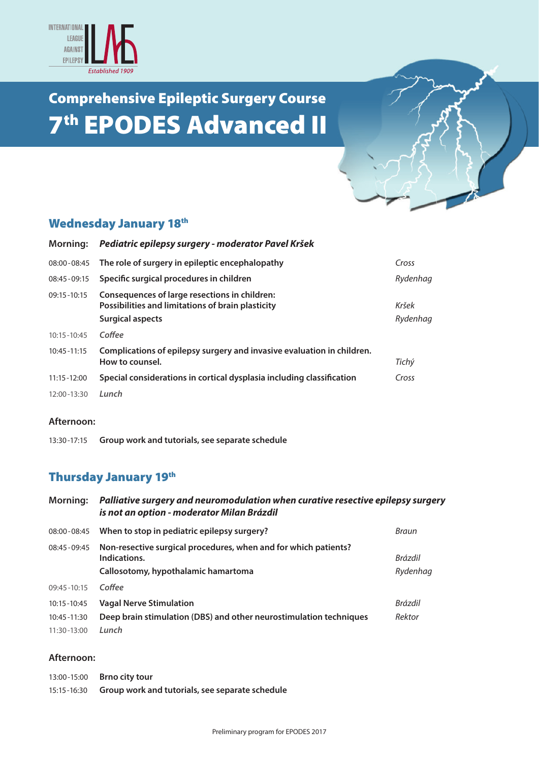INTERNATIONAL LEAGUE AGAINST EPILEPSY
Established 1909

# Comprehensive Epileptic Surgery Course
# 7th EPODES Advanced II

## Wednesday January 18th

**Morning:** ***Pediatric epilepsy surgery - moderator Pavel Kršek***

| | | |
|---|---|---|
| 08:00-08:45 | **The role of surgery in epileptic encephalopathy** | *Cross* |
| 08:45-09:15 | **Specific surgical procedures in children** | *Rydenhag* |
| 09:15-10:15 | **Consequences of large resections in children: Possibilities and limitations of brain plasticity** | *Kršek* |
| | **Surgical aspects** | *Rydenhag* |
| 10:15-10:45 | *Coffee* | |
| 10:45-11:15 | **Complications of epilepsy surgery and invasive evaluation in children. How to counsel.** | *Tichý* |
| 11:15-12:00 | **Special considerations in cortical dysplasia including classification** | *Cross* |
| 12:00-13:30 | *Lunch* | |

**Afternoon:**

| | |
|---|---|
| 13:30-17:15 | **Group work and tutorials, see separate schedule** |

## Thursday January 19th

**Morning:** ***Palliative surgery and neuromodulation when curative resective epilepsy surgery is not an option - moderator Milan Brázdil***

| | | |
|---|---|---|
| 08:00-08:45 | **When to stop in pediatric epilepsy surgery?** | *Braun* |
| 08:45-09:45 | **Non-resective surgical procedures, when and for which patients? Indications.** | *Brázdil* |
| | **Callosotomy, hypothalamic hamartoma** | *Rydenhag* |
| 09:45-10:15 | *Coffee* | |
| 10:15-10:45 | **Vagal Nerve Stimulation** | *Brázdil* |
| 10:45-11:30 | **Deep brain stimulation (DBS) and other neurostimulation techniques** | *Rektor* |
| 11:30-13:00 | *Lunch* | |

**Afternoon:**

| | |
|---|---|
| 13:00-15:00 | **Brno city tour** |
| 15:15-16:30 | **Group work and tutorials, see separate schedule** |

Preliminary program for EPODES 2017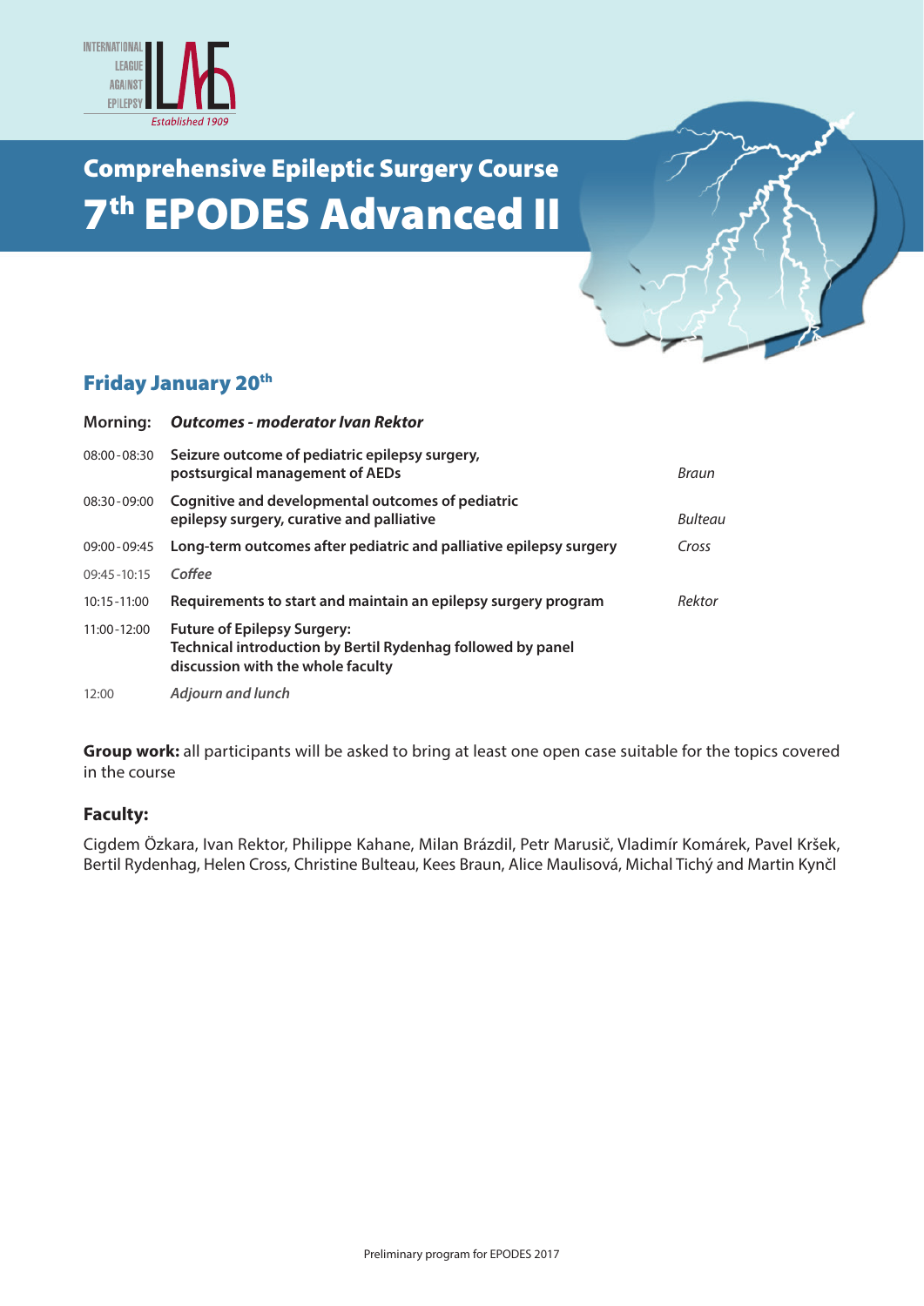INTERNATIONAL LEAGUE AGAINST EPILEPSY
*Established 1909*

# Comprehensive Epileptic Surgery Course
# 7th EPODES Advanced II

## Friday January 20th

| | | |
|---|---|---|
| Morning: | ***Outcomes - moderator Ivan Rektor*** | |
| 08:00-08:30 | **Seizure outcome of pediatric epilepsy surgery, postsurgical management of AEDs** | *Braun* |
| 08:30-09:00 | **Cognitive and developmental outcomes of pediatric epilepsy surgery, curative and palliative** | *Bulteau* |
| 09:00-09:45 | **Long-term outcomes after pediatric and palliative epilepsy surgery** | *Cross* |
| 09:45-10:15 | *Coffee* | |
| 10:15-11:00 | **Requirements to start and maintain an epilepsy surgery program** | *Rektor* |
| 11:00-12:00 | **Future of Epilepsy Surgery: Technical introduction by Bertil Rydenhag followed by panel discussion with the whole faculty** | |
| 12:00 | *Adjourn and lunch* | |

**Group work:** all participants will be asked to bring at least one open case suitable for the topics covered in the course

### Faculty:

Cigdem Özkara, Ivan Rektor, Philippe Kahane, Milan Brázdil, Petr Marusič, Vladimír Komárek, Pavel Kršek, Bertil Rydenhag, Helen Cross, Christine Bulteau, Kees Braun, Alice Maulisová, Michal Tichý and Martin Kynčl

Preliminary program for EPODES 2017